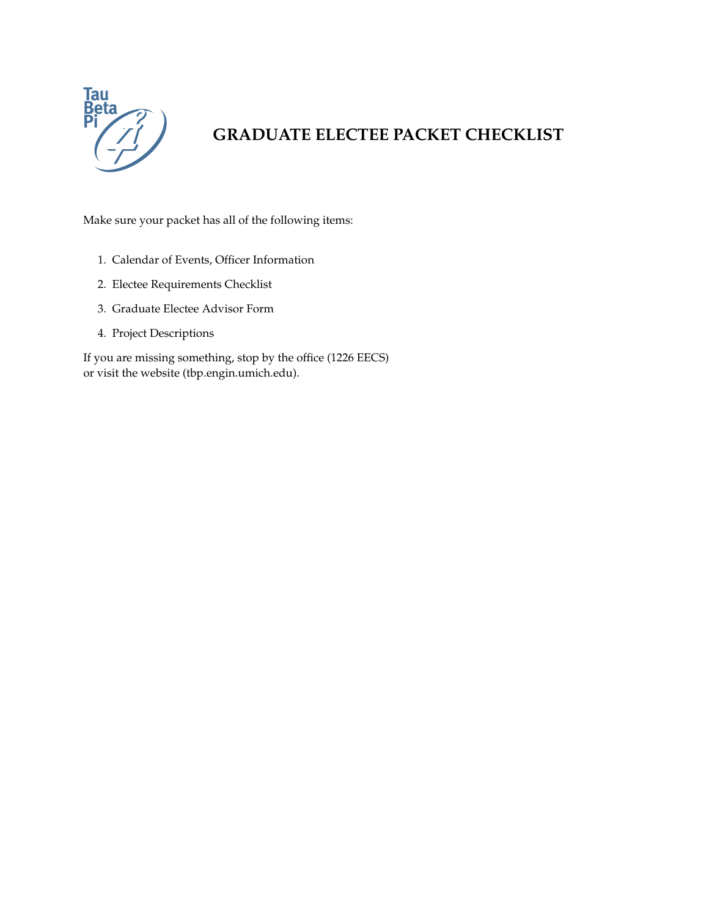# GRADUATE ELECTEE PACKET CHECKLIST

Make sure your packet has all of the following items:

1. Calendar of Events, Officer Information
2. Electee Requirements Checklist
3. Graduate Electee Advisor Form
4. Project Descriptions

If you are missing something, stop by the office (1226 EECS) or visit the website (tbp.engin.umich.edu).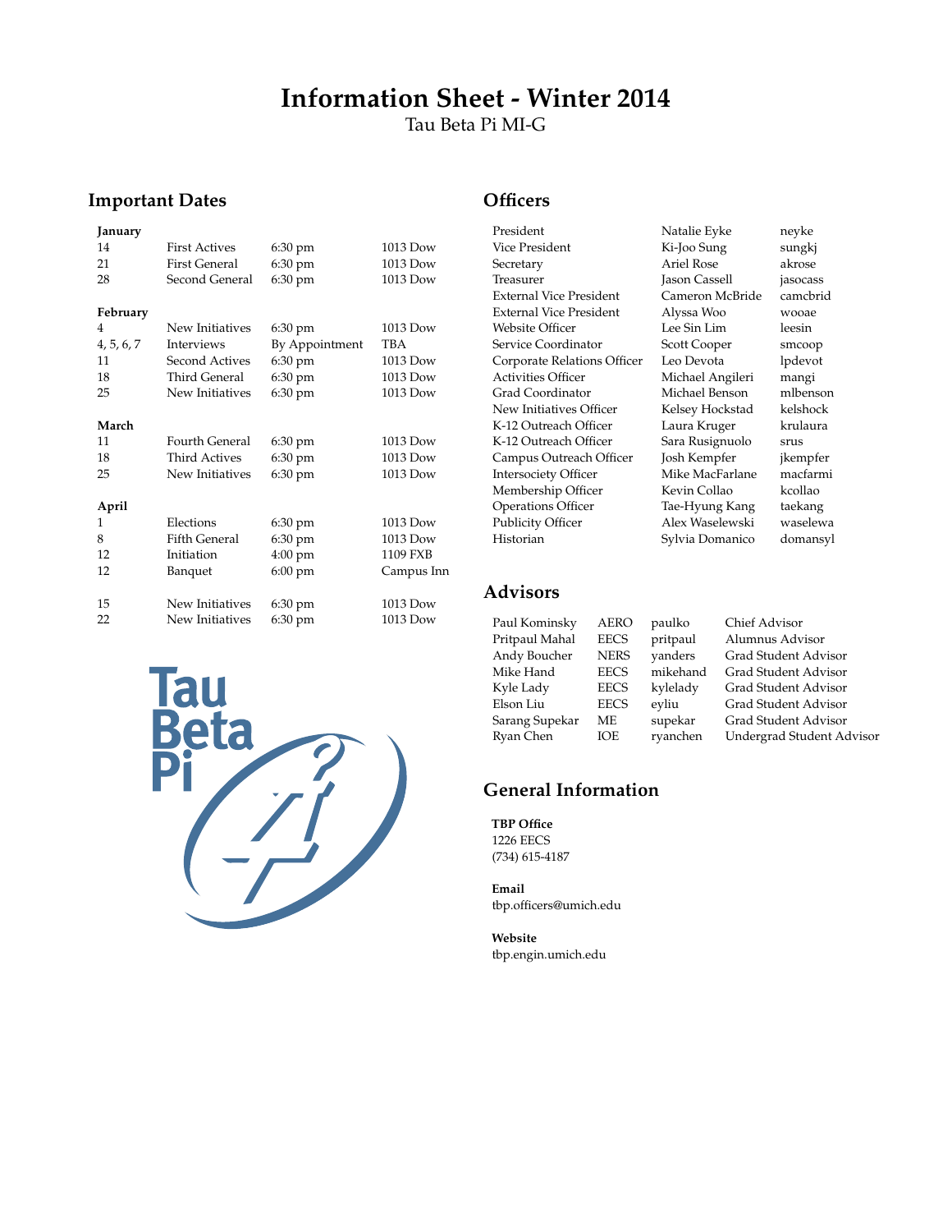# Information Sheet - Winter 2014

Tau Beta Pi MI-G

## Important Dates

**January**

| | | | |
|---|---|---|---|
| 14 | First Actives | 6:30 pm | 1013 Dow |
| 21 | First General | 6:30 pm | 1013 Dow |
| 28 | Second General | 6:30 pm | 1013 Dow |

**February**

| | | | |
|---|---|---|---|
| 4 | New Initiatives | 6:30 pm | 1013 Dow |
| 4, 5, 6, 7 | Interviews | By Appointment | TBA |
| 11 | Second Actives | 6:30 pm | 1013 Dow |
| 18 | Third General | 6:30 pm | 1013 Dow |
| 25 | New Initiatives | 6:30 pm | 1013 Dow |

**March**

| | | | |
|---|---|---|---|
| 11 | Fourth General | 6:30 pm | 1013 Dow |
| 18 | Third Actives | 6:30 pm | 1013 Dow |
| 25 | New Initiatives | 6:30 pm | 1013 Dow |

**April**

| | | | |
|---|---|---|---|
| 1 | Elections | 6:30 pm | 1013 Dow |
| 8 | Fifth General | 6:30 pm | 1013 Dow |
| 12 | Initiation | 4:00 pm | 1109 FXB |
| 12 | Banquet | 6:00 pm | Campus Inn |
| 15 | New Initiatives | 6:30 pm | 1013 Dow |
| 22 | New Initiatives | 6:30 pm | 1013 Dow |

## Officers

| | | |
|---|---|---|
| President | Natalie Eyke | neyke |
| Vice President | Ki-Joo Sung | sungkj |
| Secretary | Ariel Rose | akrose |
| Treasurer | Jason Cassell | jasocass |
| External Vice President | Cameron McBride | camcbrid |
| External Vice President | Alyssa Woo | wooae |
| Website Officer | Lee Sin Lim | leesin |
| Service Coordinator | Scott Cooper | smcoop |
| Corporate Relations Officer | Leo Devota | lpdevot |
| Activities Officer | Michael Angileri | mangi |
| Grad Coordinator | Michael Benson | mlbenson |
| New Initiatives Officer | Kelsey Hockstad | kelshock |
| K-12 Outreach Officer | Laura Kruger | krulaura |
| K-12 Outreach Officer | Sara Rusignuolo | srus |
| Campus Outreach Officer | Josh Kempfer | jkempfer |
| Intersociety Officer | Mike MacFarlane | macfarmi |
| Membership Officer | Kevin Collao | kcollao |
| Operations Officer | Tae-Hyung Kang | taekang |
| Publicity Officer | Alex Waselewski | waselewa |
| Historian | Sylvia Domanico | domansyl |

## Advisors

| | | | |
|---|---|---|---|
| Paul Kominsky | AERO | paulko | Chief Advisor |
| Pritpaul Mahal | EECS | pritpaul | Alumnus Advisor |
| Andy Boucher | NERS | yanders | Grad Student Advisor |
| Mike Hand | EECS | mikehand | Grad Student Advisor |
| Kyle Lady | EECS | kylelady | Grad Student Advisor |
| Elson Liu | EECS | eyliu | Grad Student Advisor |
| Sarang Supekar | ME | supekar | Grad Student Advisor |
| Ryan Chen | IOE | ryanchen | Undergrad Student Advisor |

## General Information

**TBP Office**
1226 EECS
(734) 615-4187

**Email**
tbp.officers@umich.edu

**Website**
tbp.engin.umich.edu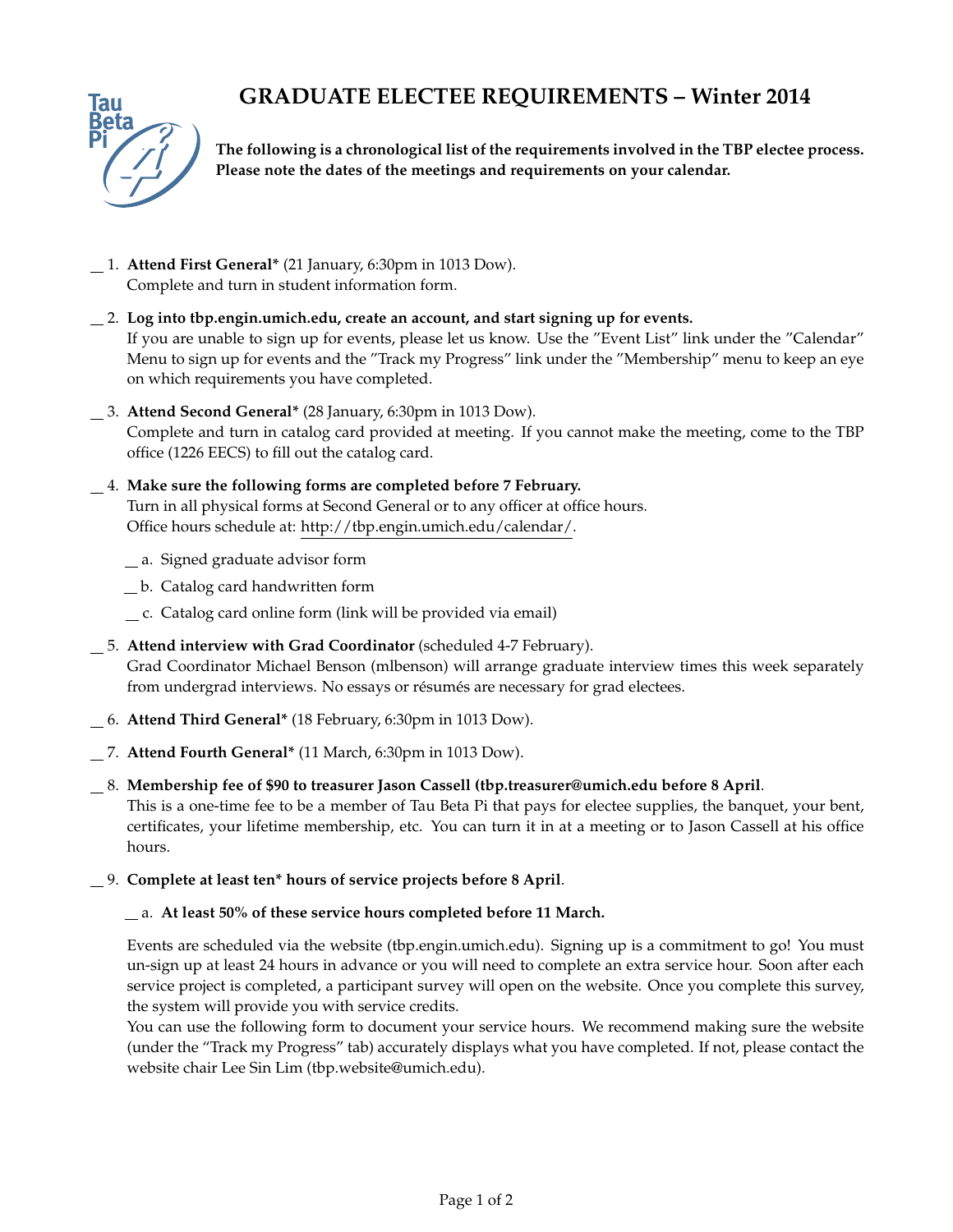# GRADUATE ELECTEE REQUIREMENTS – Winter 2014

**The following is a chronological list of the requirements involved in the TBP electee process. Please note the dates of the meetings and requirements on your calendar.**

__ 1. **Attend First General*** (21 January, 6:30pm in 1013 Dow).
Complete and turn in student information form.

__ 2. **Log into tbp.engin.umich.edu, create an account, and start signing up for events.**
If you are unable to sign up for events, please let us know. Use the "Event List" link under the "Calendar" Menu to sign up for events and the "Track my Progress" link under the "Membership" menu to keep an eye on which requirements you have completed.

__ 3. **Attend Second General*** (28 January, 6:30pm in 1013 Dow).
Complete and turn in catalog card provided at meeting. If you cannot make the meeting, come to the TBP office (1226 EECS) to fill out the catalog card.

__ 4. **Make sure the following forms are completed before 7 February.**
Turn in all physical forms at Second General or to any officer at office hours.
Office hours schedule at: http://tbp.engin.umich.edu/calendar/.

  __ a. Signed graduate advisor form

  __ b. Catalog card handwritten form

  __ c. Catalog card online form (link will be provided via email)

__ 5. **Attend interview with Grad Coordinator** (scheduled 4-7 February).
Grad Coordinator Michael Benson (mlbenson) will arrange graduate interview times this week separately from undergrad interviews. No essays or résumés are necessary for grad electees.

__ 6. **Attend Third General*** (18 February, 6:30pm in 1013 Dow).

__ 7. **Attend Fourth General*** (11 March, 6:30pm in 1013 Dow).

__ 8. **Membership fee of $90 to treasurer Jason Cassell (tbp.treasurer@umich.edu before 8 April**.
This is a one-time fee to be a member of Tau Beta Pi that pays for electee supplies, the banquet, your bent, certificates, your lifetime membership, etc. You can turn it in at a meeting or to Jason Cassell at his office hours.

__ 9. **Complete at least ten* hours of service projects before 8 April**.

  __ a. **At least 50% of these service hours completed before 11 March.**

Events are scheduled via the website (tbp.engin.umich.edu). Signing up is a commitment to go! You must un-sign up at least 24 hours in advance or you will need to complete an extra service hour. Soon after each service project is completed, a participant survey will open on the website. Once you complete this survey, the system will provide you with service credits.
You can use the following form to document your service hours. We recommend making sure the website (under the "Track my Progress" tab) accurately displays what you have completed. If not, please contact the website chair Lee Sin Lim (tbp.website@umich.edu).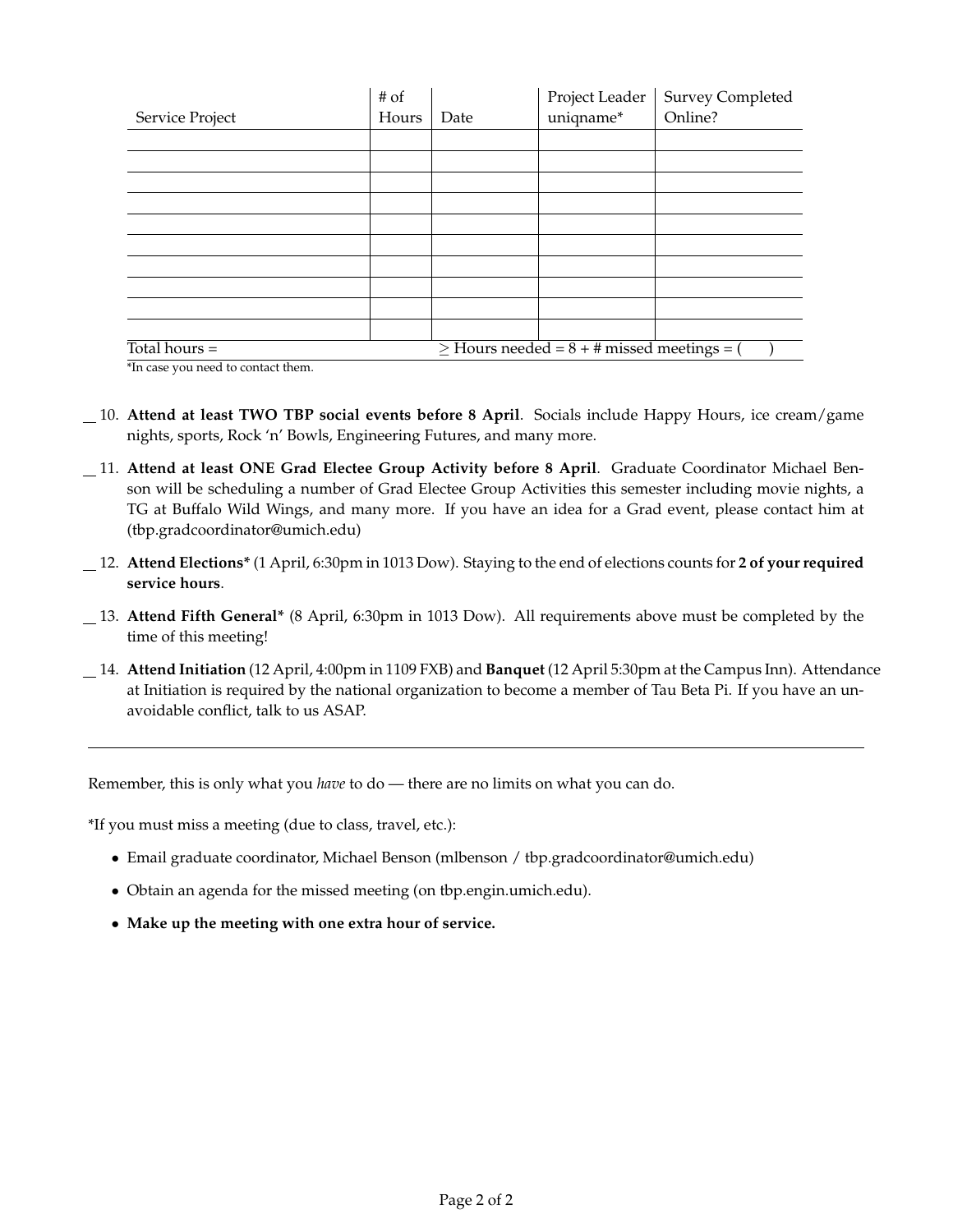| Service Project | # of Hours | Date | Project Leader uniqname* | Survey Completed Online? |
|---|---|---|---|---|
| | | | | |
| | | | | |
| | | | | |
| | | | | |
| | | | | |
| | | | | |
| | | | | |
| | | | | |
| | | | | |
| | | | | |
| Total hours = | | $\geq$ Hours needed = 8 + # missed meetings = ( ) | | |

*In case you need to contact them.

__ 10. **Attend at least TWO TBP social events before 8 April**. Socials include Happy Hours, ice cream/game nights, sports, Rock 'n' Bowls, Engineering Futures, and many more.

__ 11. **Attend at least ONE Grad Electee Group Activity before 8 April**. Graduate Coordinator Michael Benson will be scheduling a number of Grad Electee Group Activities this semester including movie nights, a TG at Buffalo Wild Wings, and many more. If you have an idea for a Grad event, please contact him at (tbp.gradcoordinator@umich.edu)

__ 12. **Attend Elections*** (1 April, 6:30pm in 1013 Dow). Staying to the end of elections counts for **2 of your required service hours**.

__ 13. **Attend Fifth General*** (8 April, 6:30pm in 1013 Dow). All requirements above must be completed by the time of this meeting!

__ 14. **Attend Initiation** (12 April, 4:00pm in 1109 FXB) and **Banquet** (12 April 5:30pm at the Campus Inn). Attendance at Initiation is required by the national organization to become a member of Tau Beta Pi. If you have an unavoidable conflict, talk to us ASAP.

---

Remember, this is only what you *have* to do — there are no limits on what you can do.

*If you must miss a meeting (due to class, travel, etc.):

- Email graduate coordinator, Michael Benson (mlbenson / tbp.gradcoordinator@umich.edu)
- Obtain an agenda for the missed meeting (on tbp.engin.umich.edu).
- **Make up the meeting with one extra hour of service.**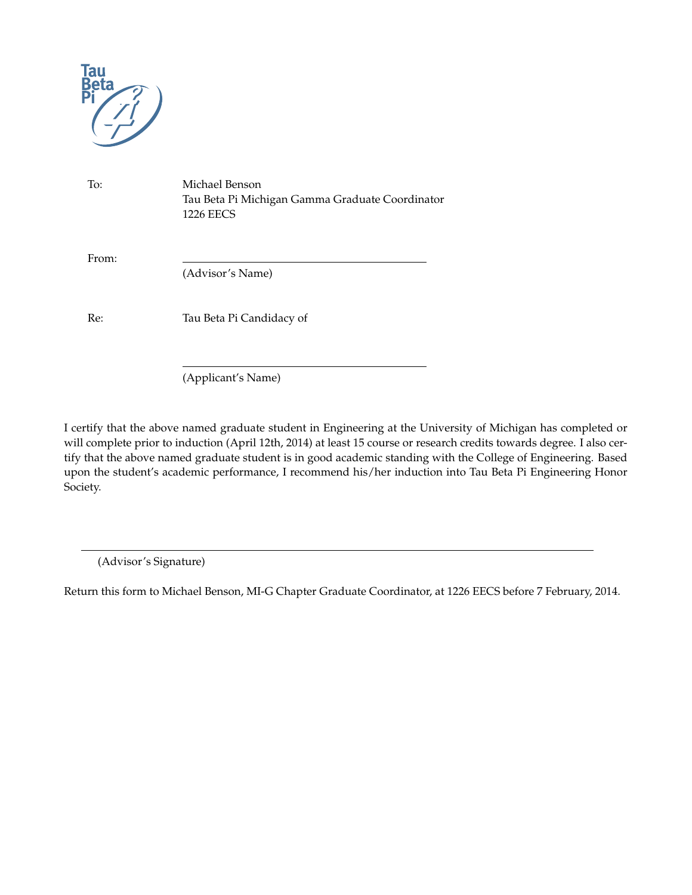Tau Beta Pi

To: Michael Benson
Tau Beta Pi Michigan Gamma Graduate Coordinator
1226 EECS

From: ______________________________
(Advisor's Name)

Re: Tau Beta Pi Candidacy of

______________________________
(Applicant's Name)

I certify that the above named graduate student in Engineering at the University of Michigan has completed or will complete prior to induction (April 12th, 2014) at least 15 course or research credits towards degree. I also certify that the above named graduate student is in good academic standing with the College of Engineering. Based upon the student's academic performance, I recommend his/her induction into Tau Beta Pi Engineering Honor Society.

______________________________________________
(Advisor's Signature)

Return this form to Michael Benson, MI-G Chapter Graduate Coordinator, at 1226 EECS before 7 February, 2014.